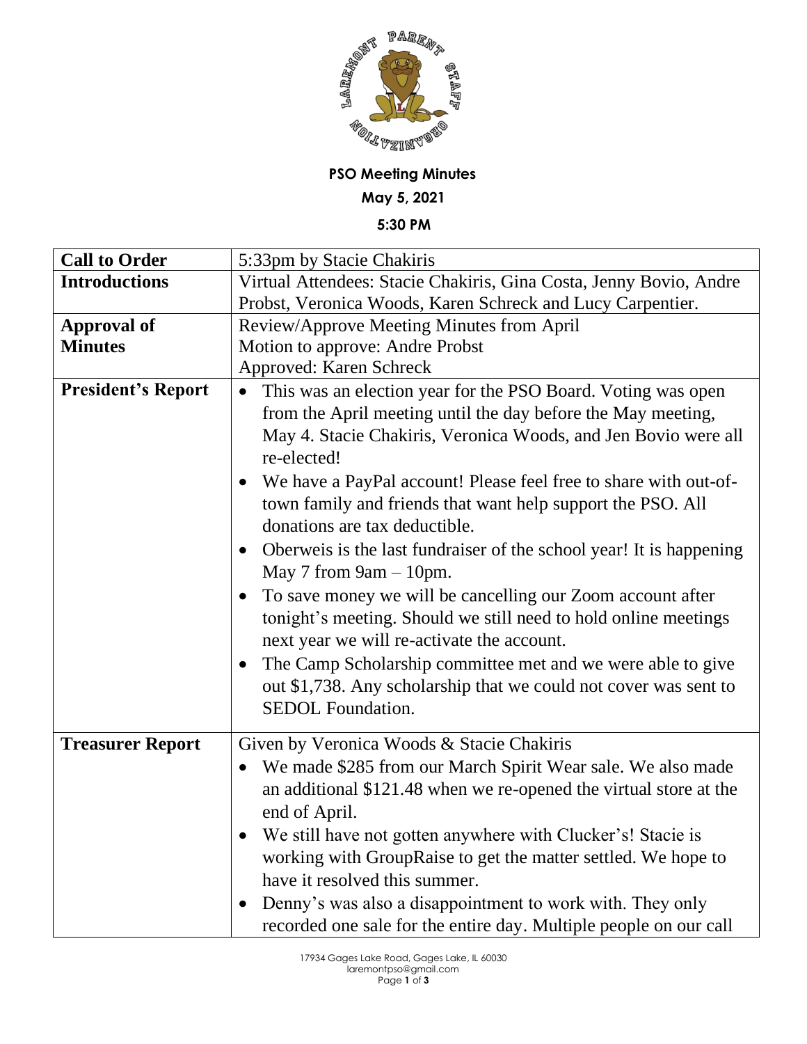**PSO Meeting Minutes**

**May 5, 2021**

**5:30 PM**

| | |
|---|---|
| **Call to Order** | 5:33pm by Stacie Chakiris |
| **Introductions** | Virtual Attendees: Stacie Chakiris, Gina Costa, Jenny Bovio, Andre Probst, Veronica Woods, Karen Schreck and Lucy Carpentier. |
| **Approval of Minutes** | Review/Approve Meeting Minutes from April<br>Motion to approve: Andre Probst<br>Approved: Karen Schreck |
| **President's Report** | • This was an election year for the PSO Board. Voting was open from the April meeting until the day before the May meeting, May 4. Stacie Chakiris, Veronica Woods, and Jen Bovio were all re-elected!<br>• We have a PayPal account! Please feel free to share with out-of-town family and friends that want help support the PSO. All donations are tax deductible.<br>• Oberweis is the last fundraiser of the school year! It is happening May 7 from 9am – 10pm.<br>• To save money we will be cancelling our Zoom account after tonight's meeting. Should we still need to hold online meetings next year we will re-activate the account.<br>• The Camp Scholarship committee met and we were able to give out $1,738. Any scholarship that we could not cover was sent to SEDOL Foundation. |
| **Treasurer Report** | Given by Veronica Woods & Stacie Chakiris<br>• We made $285 from our March Spirit Wear sale. We also made an additional $121.48 when we re-opened the virtual store at the end of April.<br>• We still have not gotten anywhere with Clucker's! Stacie is working with GroupRaise to get the matter settled. We hope to have it resolved this summer.<br>• Denny's was also a disappointment to work with. They only recorded one sale for the entire day. Multiple people on our call |

17934 Gages Lake Road, Gages Lake, IL 60030
laremontpso@gmail.com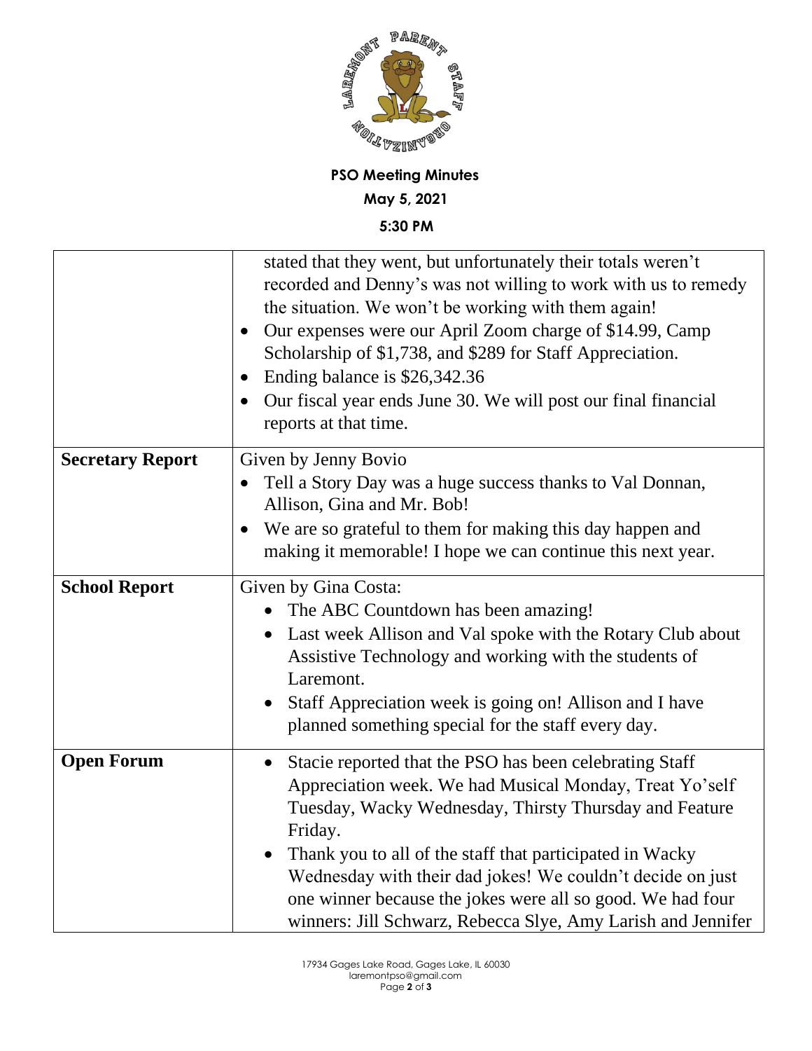**PSO Meeting Minutes**

**May 5, 2021**

**5:30 PM**

| | |
|---|---|
| | stated that they went, but unfortunately their totals weren't recorded and Denny's was not willing to work with us to remedy the situation. We won't be working with them again!<br>• Our expenses were our April Zoom charge of $14.99, Camp Scholarship of $1,738, and $289 for Staff Appreciation.<br>• Ending balance is $26,342.36<br>• Our fiscal year ends June 30. We will post our final financial reports at that time. |
| **Secretary Report** | Given by Jenny Bovio<br>• Tell a Story Day was a huge success thanks to Val Donnan, Allison, Gina and Mr. Bob!<br>• We are so grateful to them for making this day happen and making it memorable! I hope we can continue this next year. |
| **School Report** | Given by Gina Costa:<br>• The ABC Countdown has been amazing!<br>• Last week Allison and Val spoke with the Rotary Club about Assistive Technology and working with the students of Laremont.<br>• Staff Appreciation week is going on! Allison and I have planned something special for the staff every day. |
| **Open Forum** | • Stacie reported that the PSO has been celebrating Staff Appreciation week. We had Musical Monday, Treat Yo'self Tuesday, Wacky Wednesday, Thirsty Thursday and Feature Friday.<br>• Thank you to all of the staff that participated in Wacky Wednesday with their dad jokes! We couldn't decide on just one winner because the jokes were all so good. We had four winners: Jill Schwarz, Rebecca Slye, Amy Larish and Jennifer |

17934 Gages Lake Road, Gages Lake, IL 60030
laremontpso@gmail.com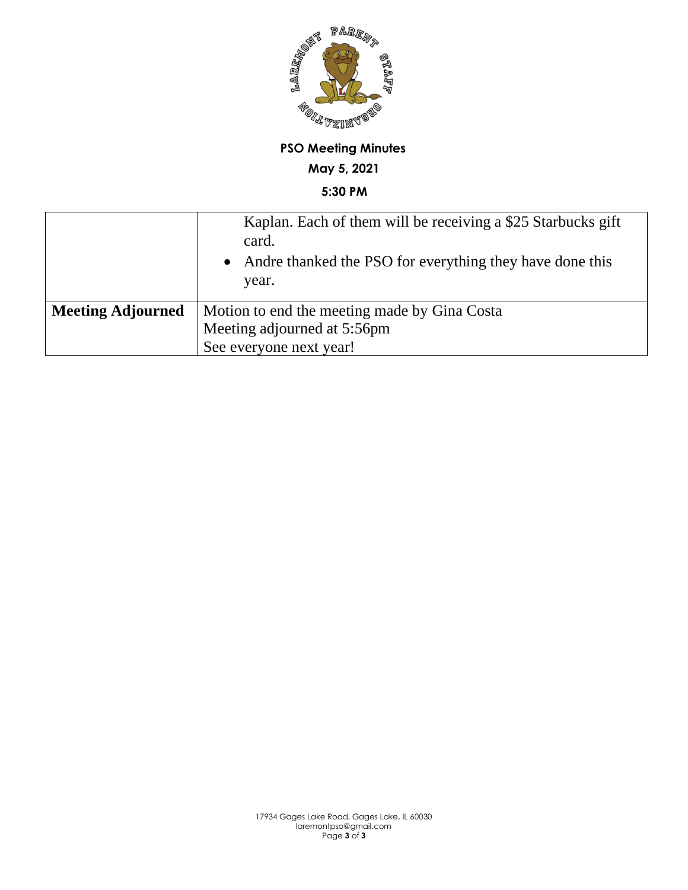**PSO Meeting Minutes**

**May 5, 2021**

**5:30 PM**

| | |
|---|---|
| | Kaplan. Each of them will be receiving a $25 Starbucks gift card.<br>• Andre thanked the PSO for everything they have done this year. |
| **Meeting Adjourned** | Motion to end the meeting made by Gina Costa<br>Meeting adjourned at 5:56pm<br>See everyone next year! |

17934 Gages Lake Road, Gages Lake, IL 60030
laremontpso@gmail.com